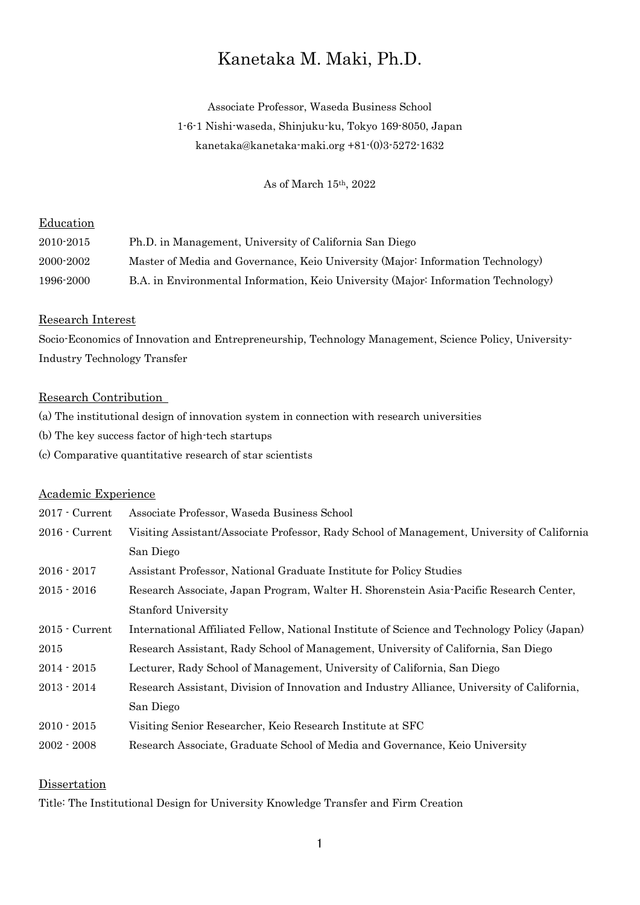# Kanetaka M. Maki, Ph.D.

Associate Professor, Waseda Business School
1-6-1 Nishi-waseda, Shinjuku-ku, Tokyo 169-8050, Japan
kanetaka@kanetaka-maki.org +81-(0)3-5272-1632

As of March 15th, 2022

## Education

| | |
|---|---|
| 2010-2015 | Ph.D. in Management, University of California San Diego |
| 2000-2002 | Master of Media and Governance, Keio University (Major: Information Technology) |
| 1996-2000 | B.A. in Environmental Information, Keio University (Major: Information Technology) |

## Research Interest

Socio-Economics of Innovation and Entrepreneurship, Technology Management, Science Policy, University-Industry Technology Transfer

## Research Contribution

(a) The institutional design of innovation system in connection with research universities
(b) The key success factor of high-tech startups
(c) Comparative quantitative research of star scientists

## Academic Experience

| | |
|---|---|
| 2017 - Current | Associate Professor, Waseda Business School |
| 2016 - Current | Visiting Assistant/Associate Professor, Rady School of Management, University of California San Diego |
| 2016 - 2017 | Assistant Professor, National Graduate Institute for Policy Studies |
| 2015 - 2016 | Research Associate, Japan Program, Walter H. Shorenstein Asia-Pacific Research Center, Stanford University |
| 2015 - Current | International Affiliated Fellow, National Institute of Science and Technology Policy (Japan) |
| 2015 | Research Assistant, Rady School of Management, University of California, San Diego |
| 2014 - 2015 | Lecturer, Rady School of Management, University of California, San Diego |
| 2013 - 2014 | Research Assistant, Division of Innovation and Industry Alliance, University of California, San Diego |
| 2010 - 2015 | Visiting Senior Researcher, Keio Research Institute at SFC |
| 2002 - 2008 | Research Associate, Graduate School of Media and Governance, Keio University |

## Dissertation

Title: The Institutional Design for University Knowledge Transfer and Firm Creation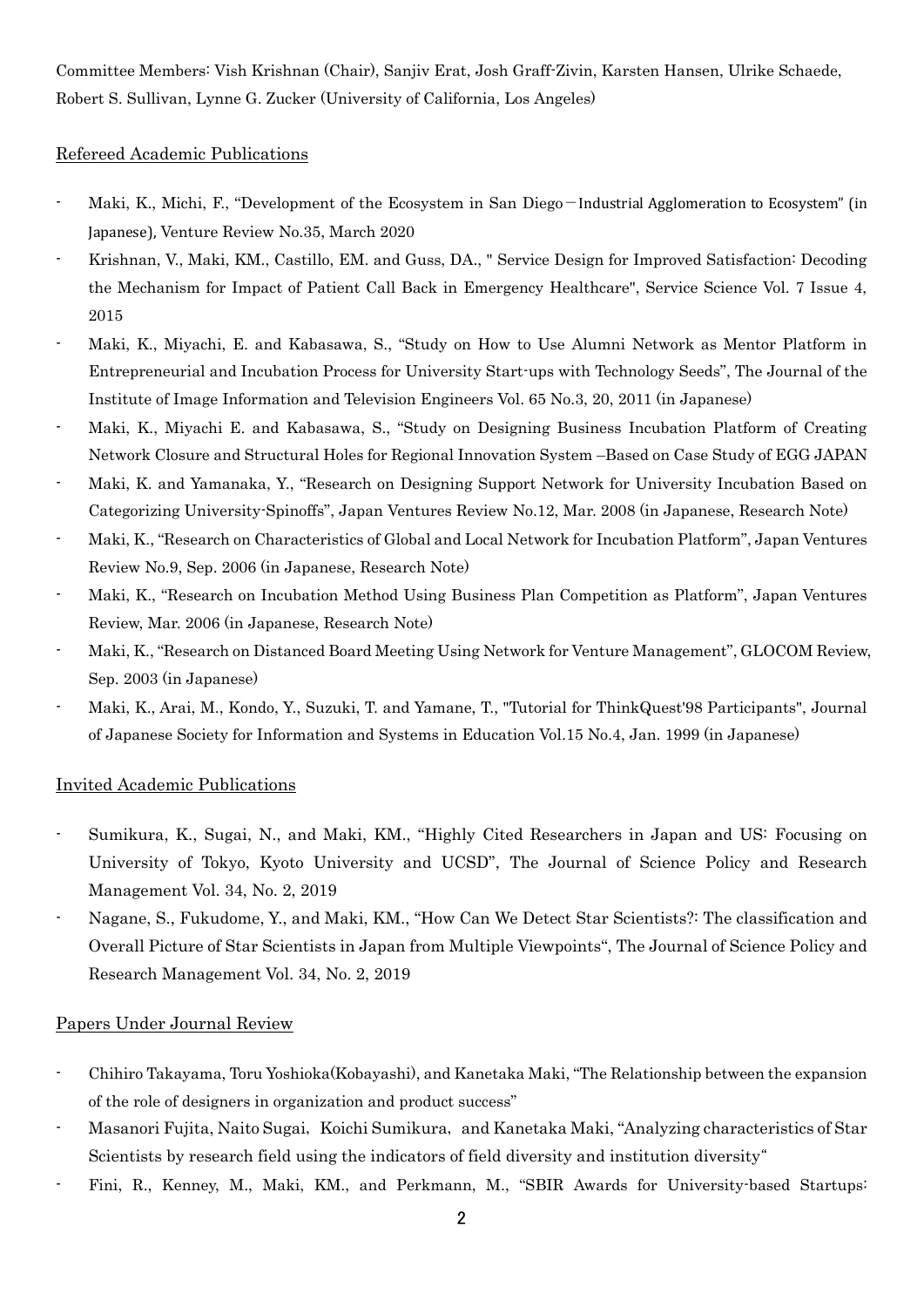Committee Members: Vish Krishnan (Chair), Sanjiv Erat, Josh Graff-Zivin, Karsten Hansen, Ulrike Schaede, Robert S. Sullivan, Lynne G. Zucker (University of California, Los Angeles)

## Refereed Academic Publications

- Maki, K., Michi, F., "Development of the Ecosystem in San Diego－Industrial Agglomeration to Ecosystem" (in Japanese), Venture Review No.35, March 2020
- Krishnan, V., Maki, KM., Castillo, EM. and Guss, DA., " Service Design for Improved Satisfaction: Decoding the Mechanism for Impact of Patient Call Back in Emergency Healthcare", Service Science Vol. 7 Issue 4, 2015
- Maki, K., Miyachi, E. and Kabasawa, S., "Study on How to Use Alumni Network as Mentor Platform in Entrepreneurial and Incubation Process for University Start-ups with Technology Seeds", The Journal of the Institute of Image Information and Television Engineers Vol. 65 No.3, 20, 2011 (in Japanese)
- Maki, K., Miyachi E. and Kabasawa, S., "Study on Designing Business Incubation Platform of Creating Network Closure and Structural Holes for Regional Innovation System –Based on Case Study of EGG JAPAN
- Maki, K. and Yamanaka, Y., "Research on Designing Support Network for University Incubation Based on Categorizing University-Spinoffs", Japan Ventures Review No.12, Mar. 2008 (in Japanese, Research Note)
- Maki, K., "Research on Characteristics of Global and Local Network for Incubation Platform", Japan Ventures Review No.9, Sep. 2006 (in Japanese, Research Note)
- Maki, K., "Research on Incubation Method Using Business Plan Competition as Platform", Japan Ventures Review, Mar. 2006 (in Japanese, Research Note)
- Maki, K., "Research on Distanced Board Meeting Using Network for Venture Management", GLOCOM Review, Sep. 2003 (in Japanese)
- Maki, K., Arai, M., Kondo, Y., Suzuki, T. and Yamane, T., "Tutorial for ThinkQuest'98 Participants", Journal of Japanese Society for Information and Systems in Education Vol.15 No.4, Jan. 1999 (in Japanese)

## Invited Academic Publications

- Sumikura, K., Sugai, N., and Maki, KM., "Highly Cited Researchers in Japan and US: Focusing on University of Tokyo, Kyoto University and UCSD", The Journal of Science Policy and Research Management Vol. 34, No. 2, 2019
- Nagane, S., Fukudome, Y., and Maki, KM., "How Can We Detect Star Scientists?: The classification and Overall Picture of Star Scientists in Japan from Multiple Viewpoints", The Journal of Science Policy and Research Management Vol. 34, No. 2, 2019

## Papers Under Journal Review

- Chihiro Takayama, Toru Yoshioka(Kobayashi), and Kanetaka Maki, "The Relationship between the expansion of the role of designers in organization and product success"
- Masanori Fujita, Naito Sugai, Koichi Sumikura, and Kanetaka Maki, "Analyzing characteristics of Star Scientists by research field using the indicators of field diversity and institution diversity"
- Fini, R., Kenney, M., Maki, KM., and Perkmann, M., "SBIR Awards for University-based Startups: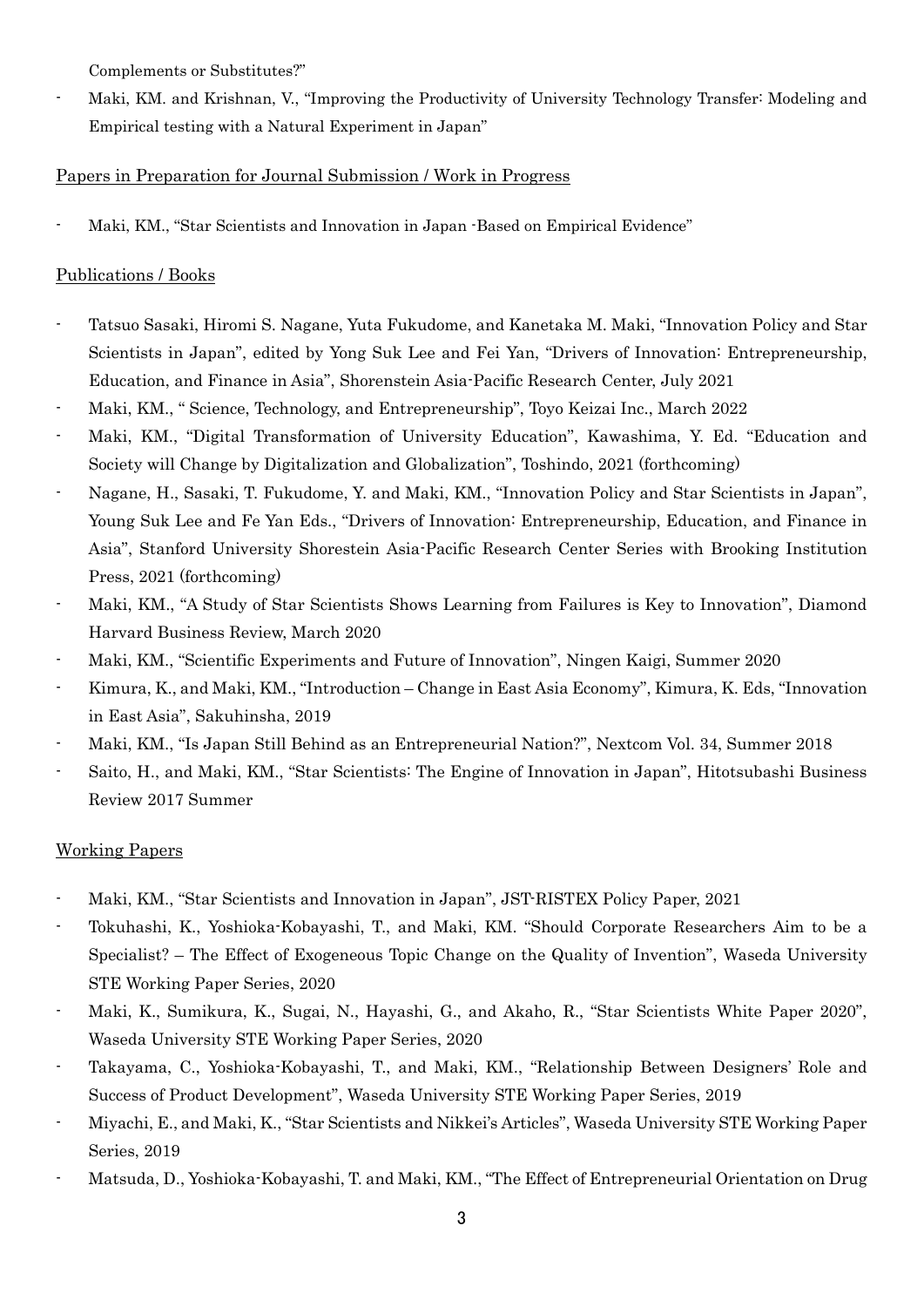Complements or Substitutes?"

- Maki, KM. and Krishnan, V., "Improving the Productivity of University Technology Transfer: Modeling and Empirical testing with a Natural Experiment in Japan"

Papers in Preparation for Journal Submission / Work in Progress

- Maki, KM., "Star Scientists and Innovation in Japan -Based on Empirical Evidence"

Publications / Books

- Tatsuo Sasaki, Hiromi S. Nagane, Yuta Fukudome, and Kanetaka M. Maki, "Innovation Policy and Star Scientists in Japan", edited by Yong Suk Lee and Fei Yan, "Drivers of Innovation: Entrepreneurship, Education, and Finance in Asia", Shorenstein Asia-Pacific Research Center, July 2021
- Maki, KM., " Science, Technology, and Entrepreneurship", Toyo Keizai Inc., March 2022
- Maki, KM., "Digital Transformation of University Education", Kawashima, Y. Ed. "Education and Society will Change by Digitalization and Globalization", Toshindo, 2021 (forthcoming)
- Nagane, H., Sasaki, T. Fukudome, Y. and Maki, KM., "Innovation Policy and Star Scientists in Japan", Young Suk Lee and Fe Yan Eds., "Drivers of Innovation: Entrepreneurship, Education, and Finance in Asia", Stanford University Shorestein Asia-Pacific Research Center Series with Brooking Institution Press, 2021 (forthcoming)
- Maki, KM., "A Study of Star Scientists Shows Learning from Failures is Key to Innovation", Diamond Harvard Business Review, March 2020
- Maki, KM., "Scientific Experiments and Future of Innovation", Ningen Kaigi, Summer 2020
- Kimura, K., and Maki, KM., "Introduction – Change in East Asia Economy", Kimura, K. Eds, "Innovation in East Asia", Sakuhinsha, 2019
- Maki, KM., "Is Japan Still Behind as an Entrepreneurial Nation?", Nextcom Vol. 34, Summer 2018
- Saito, H., and Maki, KM., "Star Scientists: The Engine of Innovation in Japan", Hitotsubashi Business Review 2017 Summer

Working Papers

- Maki, KM., "Star Scientists and Innovation in Japan", JST-RISTEX Policy Paper, 2021
- Tokuhashi, K., Yoshioka-Kobayashi, T., and Maki, KM. "Should Corporate Researchers Aim to be a Specialist? – The Effect of Exogeneous Topic Change on the Quality of Invention", Waseda University STE Working Paper Series, 2020
- Maki, K., Sumikura, K., Sugai, N., Hayashi, G., and Akaho, R., "Star Scientists White Paper 2020", Waseda University STE Working Paper Series, 2020
- Takayama, C., Yoshioka-Kobayashi, T., and Maki, KM., "Relationship Between Designers' Role and Success of Product Development", Waseda University STE Working Paper Series, 2019
- Miyachi, E., and Maki, K., "Star Scientists and Nikkei's Articles", Waseda University STE Working Paper Series, 2019
- Matsuda, D., Yoshioka-Kobayashi, T. and Maki, KM., "The Effect of Entrepreneurial Orientation on Drug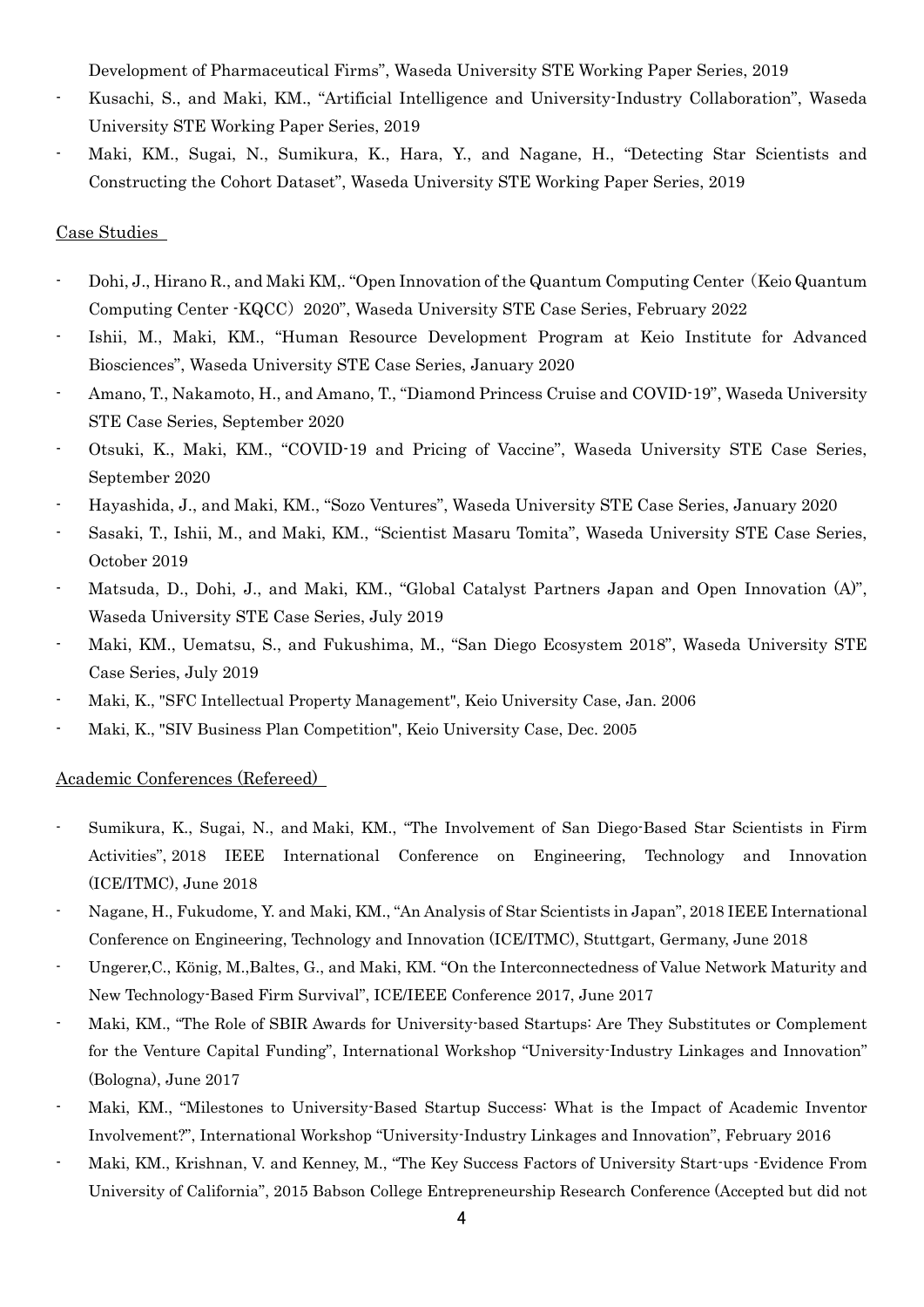Development of Pharmaceutical Firms", Waseda University STE Working Paper Series, 2019

- Kusachi, S., and Maki, KM., "Artificial Intelligence and University-Industry Collaboration", Waseda University STE Working Paper Series, 2019
- Maki, KM., Sugai, N., Sumikura, K., Hara, Y., and Nagane, H., "Detecting Star Scientists and Constructing the Cohort Dataset", Waseda University STE Working Paper Series, 2019

Case Studies

- Dohi, J., Hirano R., and Maki KM,. "Open Innovation of the Quantum Computing Center（Keio Quantum Computing Center -KQCC）2020", Waseda University STE Case Series, February 2022
- Ishii, M., Maki, KM., "Human Resource Development Program at Keio Institute for Advanced Biosciences", Waseda University STE Case Series, January 2020
- Amano, T., Nakamoto, H., and Amano, T., "Diamond Princess Cruise and COVID-19", Waseda University STE Case Series, September 2020
- Otsuki, K., Maki, KM., "COVID-19 and Pricing of Vaccine", Waseda University STE Case Series, September 2020
- Hayashida, J., and Maki, KM., "Sozo Ventures", Waseda University STE Case Series, January 2020
- Sasaki, T., Ishii, M., and Maki, KM., "Scientist Masaru Tomita", Waseda University STE Case Series, October 2019
- Matsuda, D., Dohi, J., and Maki, KM., "Global Catalyst Partners Japan and Open Innovation (A)", Waseda University STE Case Series, July 2019
- Maki, KM., Uematsu, S., and Fukushima, M., "San Diego Ecosystem 2018", Waseda University STE Case Series, July 2019
- Maki, K., "SFC Intellectual Property Management", Keio University Case, Jan. 2006
- Maki, K., "SIV Business Plan Competition", Keio University Case, Dec. 2005

Academic Conferences (Refereed)

- Sumikura, K., Sugai, N., and Maki, KM., "The Involvement of San Diego-Based Star Scientists in Firm Activities", 2018 IEEE International Conference on Engineering, Technology and Innovation (ICE/ITMC), June 2018
- Nagane, H., Fukudome, Y. and Maki, KM., "An Analysis of Star Scientists in Japan", 2018 IEEE International Conference on Engineering, Technology and Innovation (ICE/ITMC), Stuttgart, Germany, June 2018
- Ungerer,C., König, M.,Baltes, G., and Maki, KM. "On the Interconnectedness of Value Network Maturity and New Technology-Based Firm Survival", ICE/IEEE Conference 2017, June 2017
- Maki, KM., "The Role of SBIR Awards for University-based Startups: Are They Substitutes or Complement for the Venture Capital Funding", International Workshop "University-Industry Linkages and Innovation" (Bologna), June 2017
- Maki, KM., "Milestones to University-Based Startup Success: What is the Impact of Academic Inventor Involvement?", International Workshop "University-Industry Linkages and Innovation", February 2016
- Maki, KM., Krishnan, V. and Kenney, M., "The Key Success Factors of University Start-ups -Evidence From University of California", 2015 Babson College Entrepreneurship Research Conference (Accepted but did not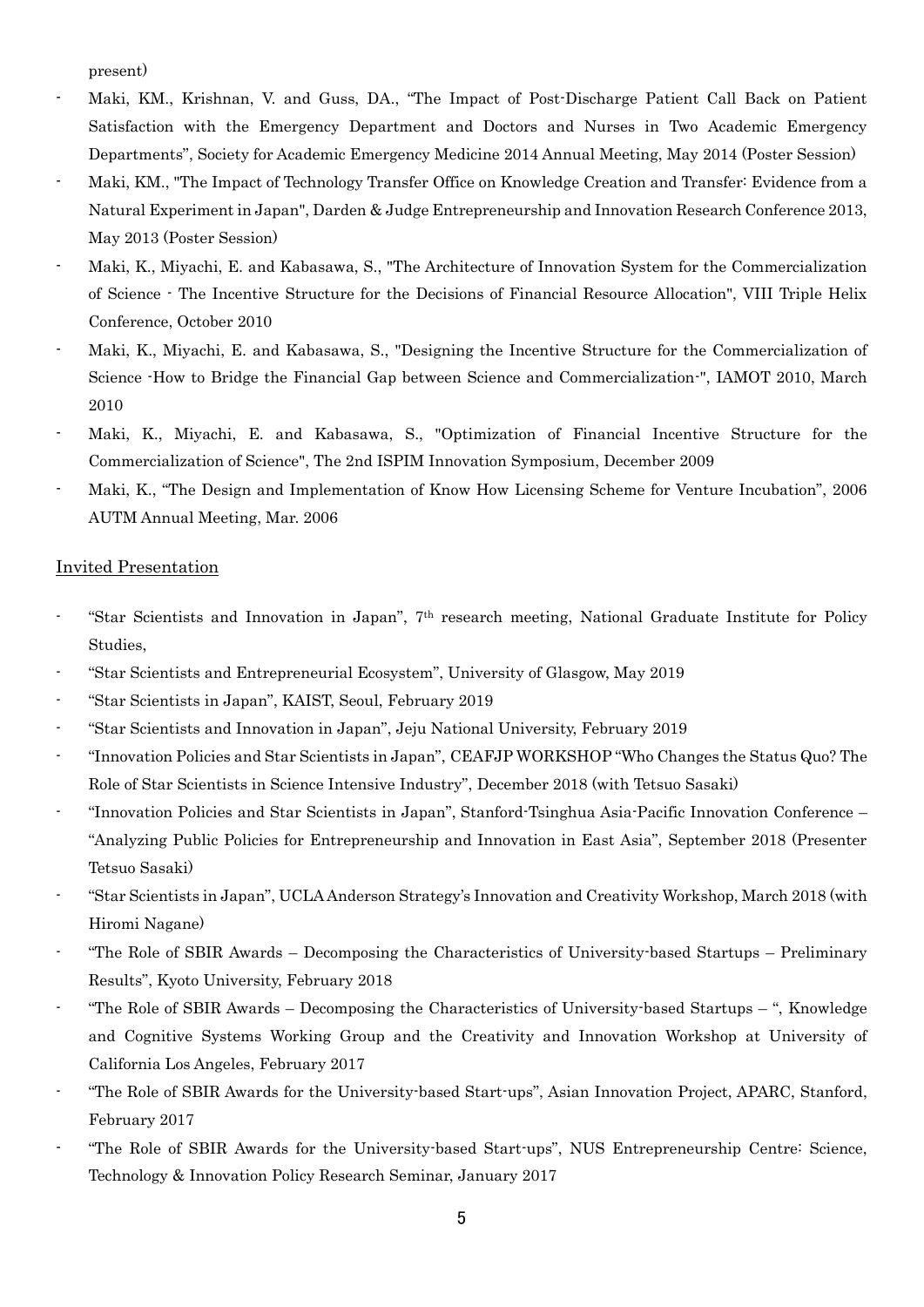present)

- Maki, KM., Krishnan, V. and Guss, DA., "The Impact of Post-Discharge Patient Call Back on Patient Satisfaction with the Emergency Department and Doctors and Nurses in Two Academic Emergency Departments", Society for Academic Emergency Medicine 2014 Annual Meeting, May 2014 (Poster Session)
- Maki, KM., "The Impact of Technology Transfer Office on Knowledge Creation and Transfer: Evidence from a Natural Experiment in Japan", Darden & Judge Entrepreneurship and Innovation Research Conference 2013, May 2013 (Poster Session)
- Maki, K., Miyachi, E. and Kabasawa, S., "The Architecture of Innovation System for the Commercialization of Science - The Incentive Structure for the Decisions of Financial Resource Allocation", VIII Triple Helix Conference, October 2010
- Maki, K., Miyachi, E. and Kabasawa, S., "Designing the Incentive Structure for the Commercialization of Science -How to Bridge the Financial Gap between Science and Commercialization-", IAMOT 2010, March 2010
- Maki, K., Miyachi, E. and Kabasawa, S., "Optimization of Financial Incentive Structure for the Commercialization of Science", The 2nd ISPIM Innovation Symposium, December 2009
- Maki, K., "The Design and Implementation of Know How Licensing Scheme for Venture Incubation", 2006 AUTM Annual Meeting, Mar. 2006

## Invited Presentation

- "Star Scientists and Innovation in Japan", 7th research meeting, National Graduate Institute for Policy Studies,
- "Star Scientists and Entrepreneurial Ecosystem", University of Glasgow, May 2019
- "Star Scientists in Japan", KAIST, Seoul, February 2019
- "Star Scientists and Innovation in Japan", Jeju National University, February 2019
- "Innovation Policies and Star Scientists in Japan", CEAFJP WORKSHOP "Who Changes the Status Quo? The Role of Star Scientists in Science Intensive Industry", December 2018 (with Tetsuo Sasaki)
- "Innovation Policies and Star Scientists in Japan", Stanford-Tsinghua Asia-Pacific Innovation Conference – "Analyzing Public Policies for Entrepreneurship and Innovation in East Asia", September 2018 (Presenter Tetsuo Sasaki)
- "Star Scientists in Japan", UCLA Anderson Strategy's Innovation and Creativity Workshop, March 2018 (with Hiromi Nagane)
- "The Role of SBIR Awards – Decomposing the Characteristics of University-based Startups – Preliminary Results", Kyoto University, February 2018
- "The Role of SBIR Awards – Decomposing the Characteristics of University-based Startups – ", Knowledge and Cognitive Systems Working Group and the Creativity and Innovation Workshop at University of California Los Angeles, February 2017
- "The Role of SBIR Awards for the University-based Start-ups", Asian Innovation Project, APARC, Stanford, February 2017
- "The Role of SBIR Awards for the University-based Start-ups", NUS Entrepreneurship Centre: Science, Technology & Innovation Policy Research Seminar, January 2017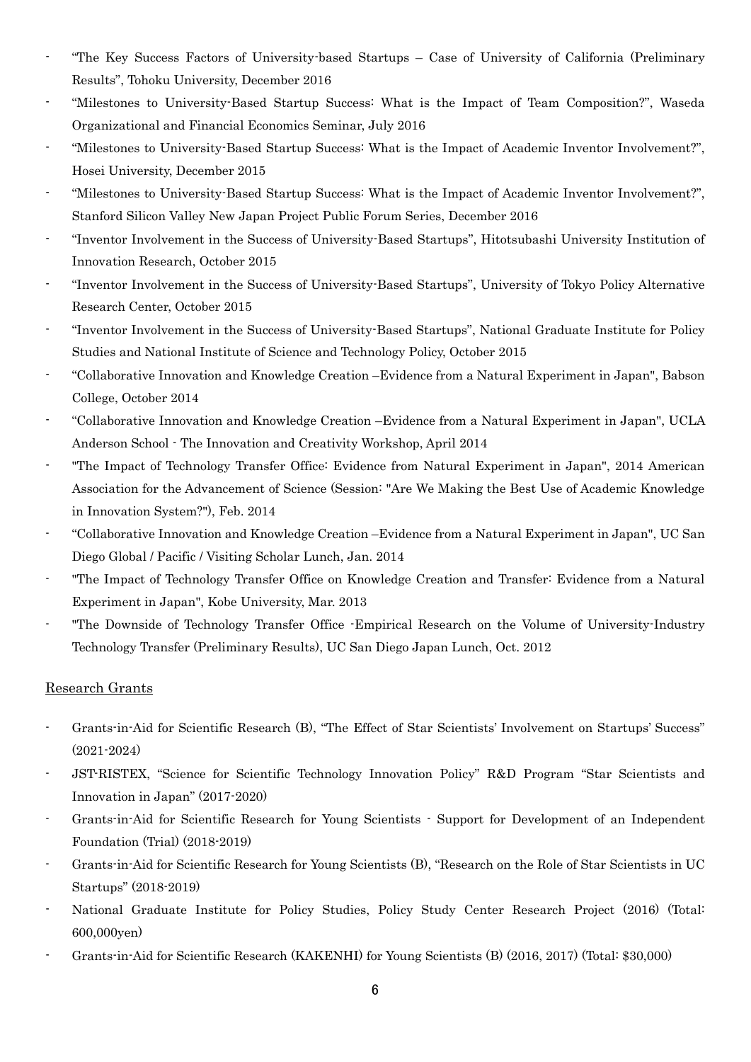- “The Key Success Factors of University-based Startups – Case of University of California (Preliminary Results”, Tohoku University, December 2016
- “Milestones to University-Based Startup Success: What is the Impact of Team Composition?”, Waseda Organizational and Financial Economics Seminar, July 2016
- “Milestones to University-Based Startup Success: What is the Impact of Academic Inventor Involvement?”, Hosei University, December 2015
- “Milestones to University-Based Startup Success: What is the Impact of Academic Inventor Involvement?”, Stanford Silicon Valley New Japan Project Public Forum Series, December 2016
- “Inventor Involvement in the Success of University-Based Startups”, Hitotsubashi University Institution of Innovation Research, October 2015
- “Inventor Involvement in the Success of University-Based Startups”, University of Tokyo Policy Alternative Research Center, October 2015
- “Inventor Involvement in the Success of University-Based Startups”, National Graduate Institute for Policy Studies and National Institute of Science and Technology Policy, October 2015
- “Collaborative Innovation and Knowledge Creation –Evidence from a Natural Experiment in Japan", Babson College, October 2014
- “Collaborative Innovation and Knowledge Creation –Evidence from a Natural Experiment in Japan", UCLA Anderson School - The Innovation and Creativity Workshop, April 2014
- "The Impact of Technology Transfer Office: Evidence from Natural Experiment in Japan", 2014 American Association for the Advancement of Science (Session: "Are We Making the Best Use of Academic Knowledge in Innovation System?"), Feb. 2014
- “Collaborative Innovation and Knowledge Creation –Evidence from a Natural Experiment in Japan", UC San Diego Global / Pacific / Visiting Scholar Lunch, Jan. 2014
- "The Impact of Technology Transfer Office on Knowledge Creation and Transfer: Evidence from a Natural Experiment in Japan", Kobe University, Mar. 2013
- "The Downside of Technology Transfer Office -Empirical Research on the Volume of University-Industry Technology Transfer (Preliminary Results), UC San Diego Japan Lunch, Oct. 2012

## Research Grants

- Grants-in-Aid for Scientific Research (B), “The Effect of Star Scientists’ Involvement on Startups’ Success” (2021-2024)
- JST-RISTEX, “Science for Scientific Technology Innovation Policy” R&D Program “Star Scientists and Innovation in Japan” (2017-2020)
- Grants-in-Aid for Scientific Research for Young Scientists - Support for Development of an Independent Foundation (Trial) (2018-2019)
- Grants-in-Aid for Scientific Research for Young Scientists (B), “Research on the Role of Star Scientists in UC Startups” (2018-2019)
- National Graduate Institute for Policy Studies, Policy Study Center Research Project (2016) (Total: 600,000yen)
- Grants-in-Aid for Scientific Research (KAKENHI) for Young Scientists (B) (2016, 2017) (Total: $30,000)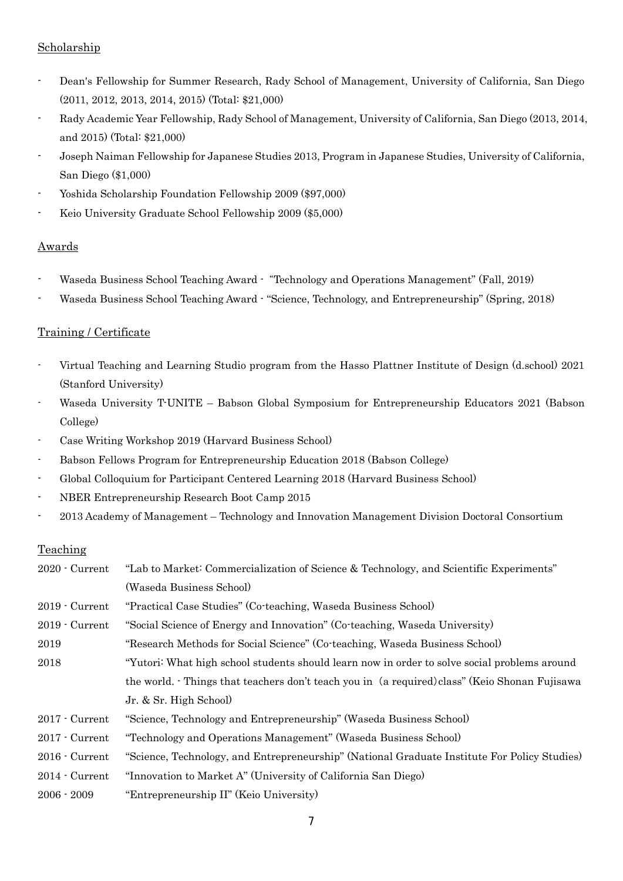## Scholarship

- Dean's Fellowship for Summer Research, Rady School of Management, University of California, San Diego (2011, 2012, 2013, 2014, 2015) (Total: $21,000)
- Rady Academic Year Fellowship, Rady School of Management, University of California, San Diego (2013, 2014, and 2015) (Total: $21,000)
- Joseph Naiman Fellowship for Japanese Studies 2013, Program in Japanese Studies, University of California, San Diego ($1,000)
- Yoshida Scholarship Foundation Fellowship 2009 ($97,000)
- Keio University Graduate School Fellowship 2009 ($5,000)

## Awards

- Waseda Business School Teaching Award - "Technology and Operations Management" (Fall, 2019)
- Waseda Business School Teaching Award - "Science, Technology, and Entrepreneurship" (Spring, 2018)

## Training / Certificate

- Virtual Teaching and Learning Studio program from the Hasso Plattner Institute of Design (d.school) 2021 (Stanford University)
- Waseda University T-UNITE – Babson Global Symposium for Entrepreneurship Educators 2021 (Babson College)
- Case Writing Workshop 2019 (Harvard Business School)
- Babson Fellows Program for Entrepreneurship Education 2018 (Babson College)
- Global Colloquium for Participant Centered Learning 2018 (Harvard Business School)
- NBER Entrepreneurship Research Boot Camp 2015
- 2013 Academy of Management – Technology and Innovation Management Division Doctoral Consortium

## Teaching

| | |
|---|---|
| 2020 - Current | "Lab to Market: Commercialization of Science & Technology, and Scientific Experiments" (Waseda Business School) |
| 2019 - Current | "Practical Case Studies" (Co-teaching, Waseda Business School) |
| 2019 - Current | "Social Science of Energy and Innovation" (Co-teaching, Waseda University) |
| 2019 | "Research Methods for Social Science" (Co-teaching, Waseda Business School) |
| 2018 | "Yutori: What high school students should learn now in order to solve social problems around the world. - Things that teachers don't teach you in（a required）class" (Keio Shonan Fujisawa Jr. & Sr. High School) |
| 2017 - Current | "Science, Technology and Entrepreneurship" (Waseda Business School) |
| 2017 - Current | "Technology and Operations Management" (Waseda Business School) |
| 2016 - Current | "Science, Technology, and Entrepreneurship" (National Graduate Institute For Policy Studies) |
| 2014 - Current | "Innovation to Market A" (University of California San Diego) |
| 2006 - 2009 | "Entrepreneurship II" (Keio University) |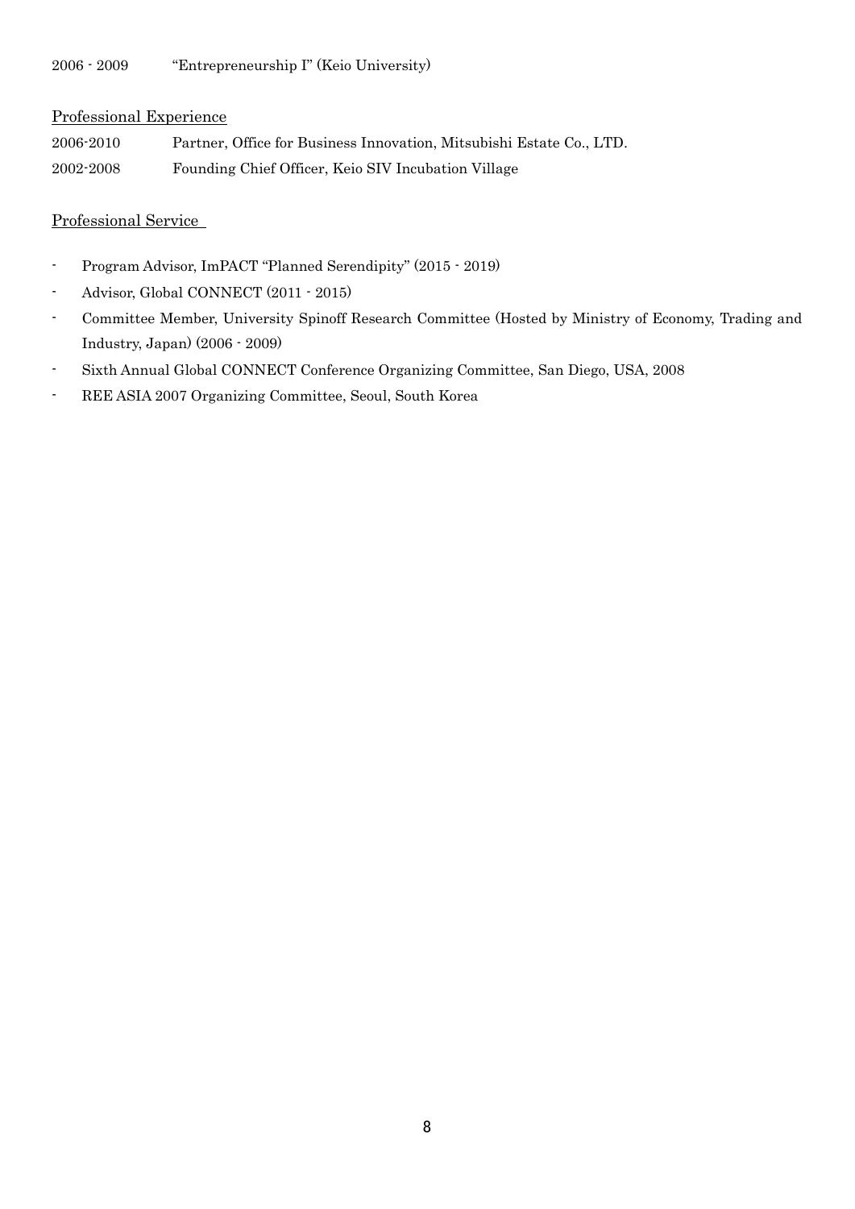2006 - 2009 "Entrepreneurship I" (Keio University)

## Professional Experience

2006-2010 Partner, Office for Business Innovation, Mitsubishi Estate Co., LTD.

2002-2008 Founding Chief Officer, Keio SIV Incubation Village

## Professional Service

- Program Advisor, ImPACT "Planned Serendipity" (2015 - 2019)
- Advisor, Global CONNECT (2011 - 2015)
- Committee Member, University Spinoff Research Committee (Hosted by Ministry of Economy, Trading and Industry, Japan) (2006 - 2009)
- Sixth Annual Global CONNECT Conference Organizing Committee, San Diego, USA, 2008
- REE ASIA 2007 Organizing Committee, Seoul, South Korea